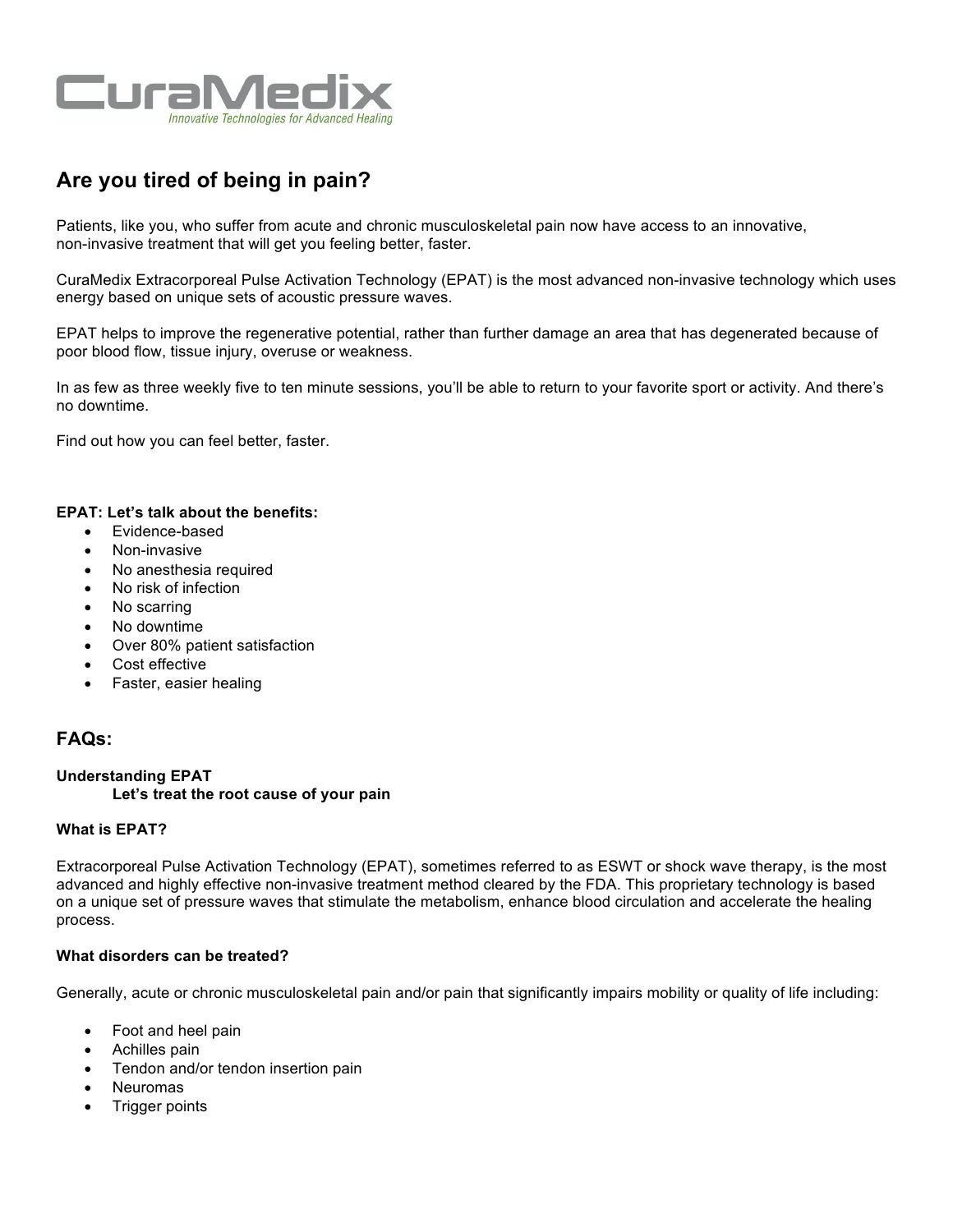# CuraMedix

*Innovative Technologies for Advanced Healing*

## Are you tired of being in pain?

Patients, like you, who suffer from acute and chronic musculoskeletal pain now have access to an innovative, non-invasive treatment that will get you feeling better, faster.

CuraMedix Extracorporeal Pulse Activation Technology (EPAT) is the most advanced non-invasive technology which uses energy based on unique sets of acoustic pressure waves.

EPAT helps to improve the regenerative potential, rather than further damage an area that has degenerated because of poor blood flow, tissue injury, overuse or weakness.

In as few as three weekly five to ten minute sessions, you'll be able to return to your favorite sport or activity. And there's no downtime.

Find out how you can feel better, faster.

**EPAT: Let's talk about the benefits:**

- Evidence-based
- Non-invasive
- No anesthesia required
- No risk of infection
- No scarring
- No downtime
- Over 80% patient satisfaction
- Cost effective
- Faster, easier healing

## FAQs:

**Understanding EPAT**

**Let's treat the root cause of your pain**

**What is EPAT?**

Extracorporeal Pulse Activation Technology (EPAT), sometimes referred to as ESWT or shock wave therapy, is the most advanced and highly effective non-invasive treatment method cleared by the FDA. This proprietary technology is based on a unique set of pressure waves that stimulate the metabolism, enhance blood circulation and accelerate the healing process.

**What disorders can be treated?**

Generally, acute or chronic musculoskeletal pain and/or pain that significantly impairs mobility or quality of life including:

- Foot and heel pain
- Achilles pain
- Tendon and/or tendon insertion pain
- Neuromas
- Trigger points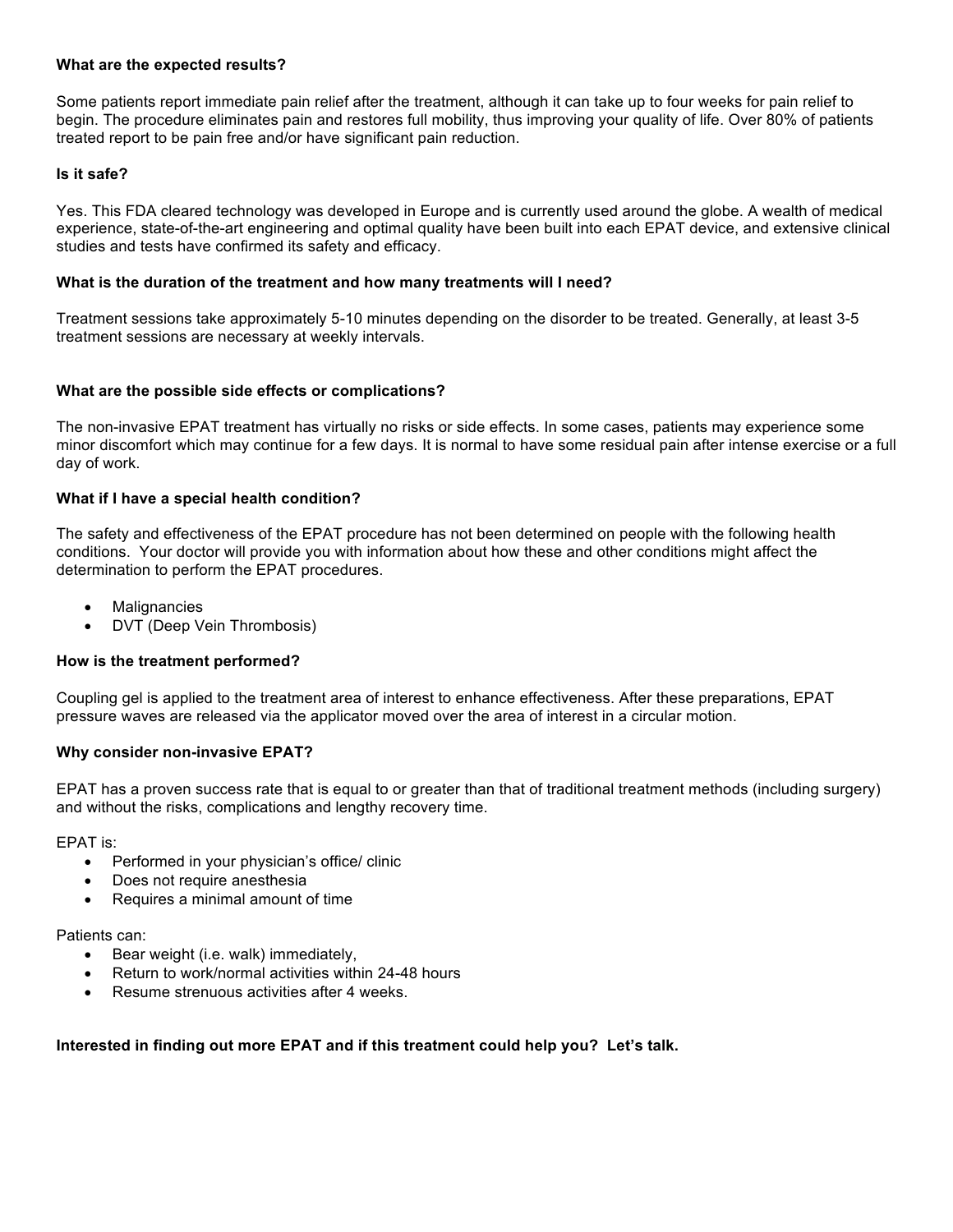**What are the expected results?**

Some patients report immediate pain relief after the treatment, although it can take up to four weeks for pain relief to begin. The procedure eliminates pain and restores full mobility, thus improving your quality of life. Over 80% of patients treated report to be pain free and/or have significant pain reduction.

**Is it safe?**

Yes. This FDA cleared technology was developed in Europe and is currently used around the globe. A wealth of medical experience, state-of-the-art engineering and optimal quality have been built into each EPAT device, and extensive clinical studies and tests have confirmed its safety and efficacy.

**What is the duration of the treatment and how many treatments will I need?**

Treatment sessions take approximately 5-10 minutes depending on the disorder to be treated. Generally, at least 3-5 treatment sessions are necessary at weekly intervals.

**What are the possible side effects or complications?**

The non-invasive EPAT treatment has virtually no risks or side effects. In some cases, patients may experience some minor discomfort which may continue for a few days. It is normal to have some residual pain after intense exercise or a full day of work.

**What if I have a special health condition?**

The safety and effectiveness of the EPAT procedure has not been determined on people with the following health conditions. Your doctor will provide you with information about how these and other conditions might affect the determination to perform the EPAT procedures.

- Malignancies
- DVT (Deep Vein Thrombosis)

**How is the treatment performed?**

Coupling gel is applied to the treatment area of interest to enhance effectiveness. After these preparations, EPAT pressure waves are released via the applicator moved over the area of interest in a circular motion.

**Why consider non-invasive EPAT?**

EPAT has a proven success rate that is equal to or greater than that of traditional treatment methods (including surgery) and without the risks, complications and lengthy recovery time.

EPAT is:

- Performed in your physician's office/ clinic
- Does not require anesthesia
- Requires a minimal amount of time

Patients can:

- Bear weight (i.e. walk) immediately,
- Return to work/normal activities within 24-48 hours
- Resume strenuous activities after 4 weeks.

**Interested in finding out more EPAT and if this treatment could help you? Let's talk.**